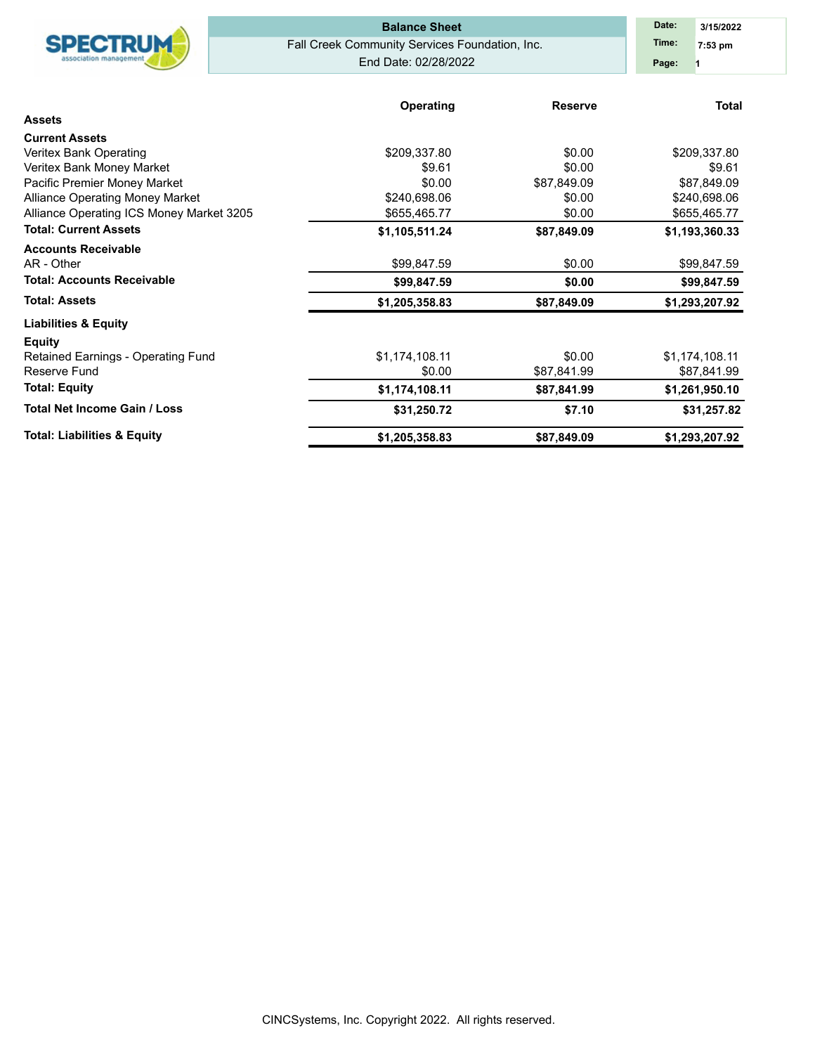# Balance Sheet

Fall Creek Community Services Foundation, Inc.

End Date: 02/28/2022

Date: 3/15/2022
Time: 7:53 pm
Page: 1

| | Operating | Reserve | Total |
|---|---|---|---|
| **Assets** | | | |
| **Current Assets** | | | |
| Veritex Bank Operating | $209,337.80 | $0.00 | $209,337.80 |
| Veritex Bank Money Market | $9.61 | $0.00 | $9.61 |
| Pacific Premier Money Market | $0.00 | $87,849.09 | $87,849.09 |
| Alliance Operating Money Market | $240,698.06 | $0.00 | $240,698.06 |
| Alliance Operating ICS Money Market 3205 | $655,465.77 | $0.00 | $655,465.77 |
| **Total: Current Assets** | **$1,105,511.24** | **$87,849.09** | **$1,193,360.33** |
| **Accounts Receivable** | | | |
| AR - Other | $99,847.59 | $0.00 | $99,847.59 |
| **Total: Accounts Receivable** | **$99,847.59** | **$0.00** | **$99,847.59** |
| **Total: Assets** | **$1,205,358.83** | **$87,849.09** | **$1,293,207.92** |
| **Liabilities & Equity** | | | |
| **Equity** | | | |
| Retained Earnings - Operating Fund | $1,174,108.11 | $0.00 | $1,174,108.11 |
| Reserve Fund | $0.00 | $87,841.99 | $87,841.99 |
| **Total: Equity** | **$1,174,108.11** | **$87,841.99** | **$1,261,950.10** |
| **Total Net Income Gain / Loss** | **$31,250.72** | **$7.10** | **$31,257.82** |
| **Total: Liabilities & Equity** | **$1,205,358.83** | **$87,849.09** | **$1,293,207.92** |

CINCSystems, Inc. Copyright 2022. All rights reserved.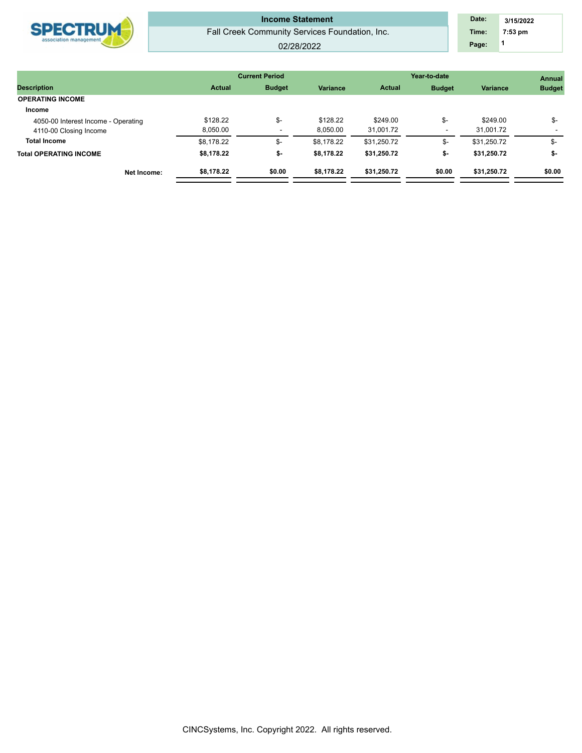# Income Statement

Fall Creek Community Services Foundation, Inc.

02/28/2022

| Date: | 3/15/2022 |
|---|---|
| Time: | 7:53 pm |

| Description | Current Period Actual | Current Period Budget | Current Period Variance | Year-to-date Actual | Year-to-date Budget | Year-to-date Variance | Annual Budget |
|---|---|---|---|---|---|---|---|
| **OPERATING INCOME** | | | | | | | |
| **Income** | | | | | | | |
| 4050-00 Interest Income - Operating | $128.22 | $- | $128.22 | $249.00 | $- | $249.00 | $- |
| 4110-00 Closing Income | 8,050.00 | - | 8,050.00 | 31,001.72 | - | 31,001.72 | - |
| **Total Income** | $8,178.22 | $- | $8,178.22 | $31,250.72 | $- | $31,250.72 | $- |
| **Total OPERATING INCOME** | **$8,178.22** | **$-** | **$8,178.22** | **$31,250.72** | **$-** | **$31,250.72** | **$-** |
| **Net Income:** | **$8,178.22** | **$0.00** | **$8,178.22** | **$31,250.72** | **$0.00** | **$31,250.72** | **$0.00** |

CINCSystems, Inc. Copyright 2022. All rights reserved.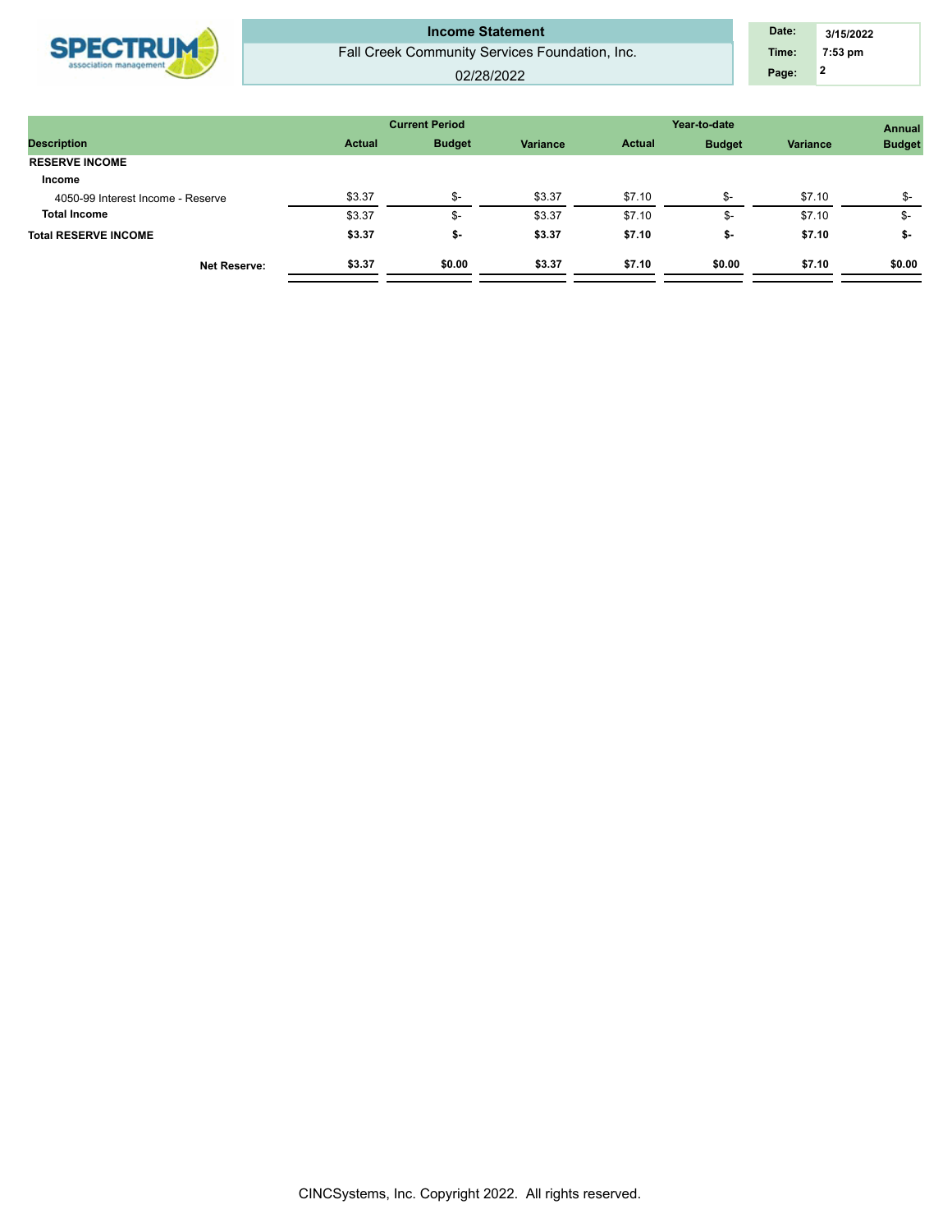**Income Statement**

Fall Creek Community Services Foundation, Inc.

02/28/2022

| Date: | 3/15/2022 |
|---|---|
| Time: | 7:53 pm |
| Page: | 2 |

| Description | Current Period Actual | Current Period Budget | Current Period Variance | Year-to-date Actual | Year-to-date Budget | Year-to-date Variance | Annual Budget |
|---|---|---|---|---|---|---|---|
| **RESERVE INCOME** | | | | | | | |
| **Income** | | | | | | | |
| 4050-99 Interest Income - Reserve | $3.37 | $- | $3.37 | $7.10 | $- | $7.10 | $- |
| **Total Income** | $3.37 | $- | $3.37 | $7.10 | $- | $7.10 | $- |
| **Total RESERVE INCOME** | **$3.37** | **$-** | **$3.37** | **$7.10** | **$-** | **$7.10** | **$-** |
| **Net Reserve:** | **$3.37** | **$0.00** | **$3.37** | **$7.10** | **$0.00** | **$7.10** | **$0.00** |

CINCSystems, Inc. Copyright 2022. All rights reserved.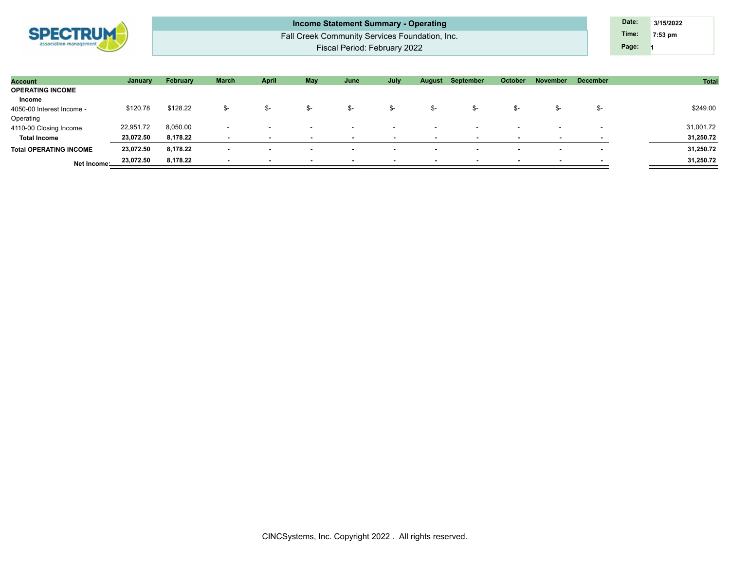## Income Statement Summary - Operating

Fall Creek Community Services Foundation, Inc.

Fiscal Period: February 2022

| Date: | 3/15/2022 |
|---|---|
| Time: | 7:53 pm |
| Page: | 1 |

| Account | January | February | March | April | May | June | July | August | September | October | November | December | Total |
|---|---|---|---|---|---|---|---|---|---|---|---|---|---|
| **OPERATING INCOME** | | | | | | | | | | | | | |
| **Income** | | | | | | | | | | | | | |
| 4050-00 Interest Income - Operating | $120.78 | $128.22 | $- | $- | $- | $- | $- | $- | $- | $- | $- | $- | $249.00 |
| 4110-00 Closing Income | 22,951.72 | 8,050.00 | - | - | - | - | - | - | - | - | - | - | 31,001.72 |
| **Total Income** | **23,072.50** | **8,178.22** | **-** | **-** | **-** | **-** | **-** | **-** | **-** | **-** | **-** | **-** | **31,250.72** |
| **Total OPERATING INCOME** | **23,072.50** | **8,178.22** | **-** | **-** | **-** | **-** | **-** | **-** | **-** | **-** | **-** | **-** | **31,250.72** |
| **Net Income:** | **23,072.50** | **8,178.22** | **-** | **-** | **-** | **-** | **-** | **-** | **-** | **-** | **-** | **-** | **31,250.72** |

CINCSystems, Inc. Copyright 2022 . All rights reserved.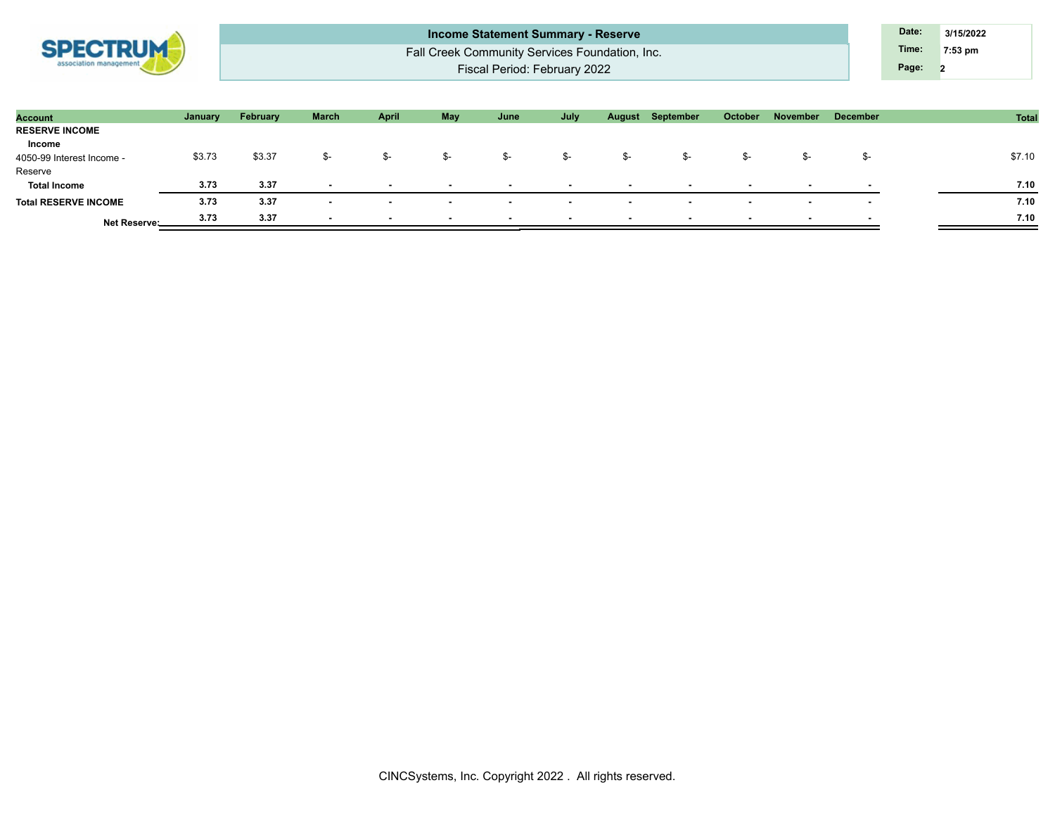## Income Statement Summary - Reserve

Fall Creek Community Services Foundation, Inc.

Fiscal Period: February 2022

| | |
|---|---|
| Date: | 3/15/2022 |
| Time: | 7:53 pm |
| Page: | 2 |

| Account | January | February | March | April | May | June | July | August | September | October | November | December | Total |
|---|---|---|---|---|---|---|---|---|---|---|---|---|---|
| **RESERVE INCOME** | | | | | | | | | | | | | |
| **Income** | | | | | | | | | | | | | |
| 4050-99 Interest Income - Reserve | $3.73 | $3.37 | $- | $- | $- | $- | $- | $- | $- | $- | $- | $- | $7.10 |
| **Total Income** | **3.73** | **3.37** | **-** | **-** | **-** | **-** | **-** | **-** | **-** | **-** | **-** | **-** | **7.10** |
| **Total RESERVE INCOME** | **3.73** | **3.37** | **-** | **-** | **-** | **-** | **-** | **-** | **-** | **-** | **-** | **-** | **7.10** |
| **Net Reserve:** | **3.73** | **3.37** | **-** | **-** | **-** | **-** | **-** | **-** | **-** | **-** | **-** | **-** | **7.10** |

CINCSystems, Inc. Copyright 2022 . All rights reserved.